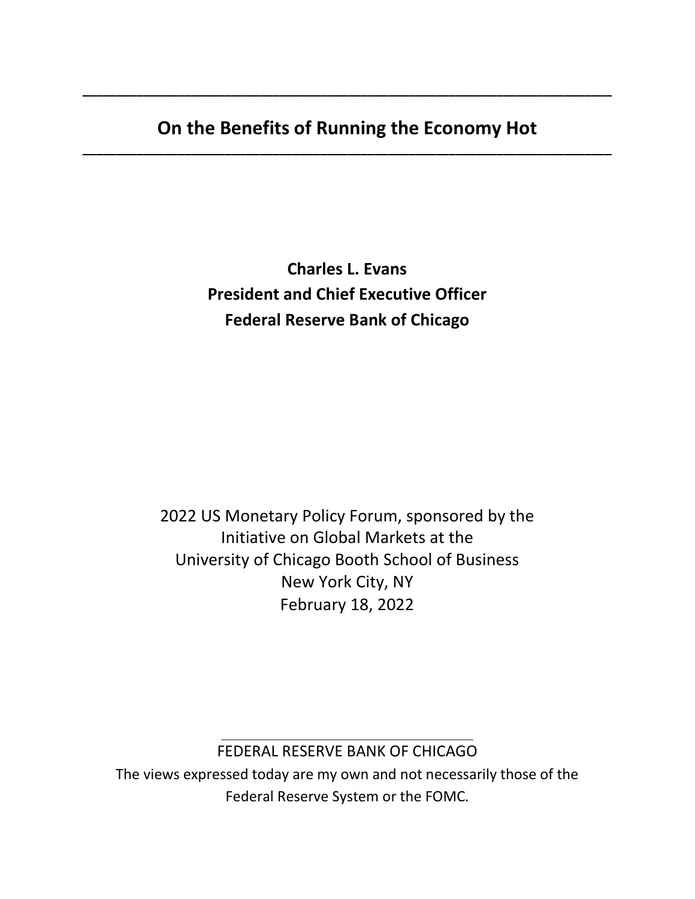# On the Benefits of Running the Economy Hot

**Charles L. Evans**
**President and Chief Executive Officer**
**Federal Reserve Bank of Chicago**

2022 US Monetary Policy Forum, sponsored by the
Initiative on Global Markets at the
University of Chicago Booth School of Business
New York City, NY
February 18, 2022

FEDERAL RESERVE BANK OF CHICAGO
The views expressed today are my own and not necessarily those of the Federal Reserve System or the FOMC.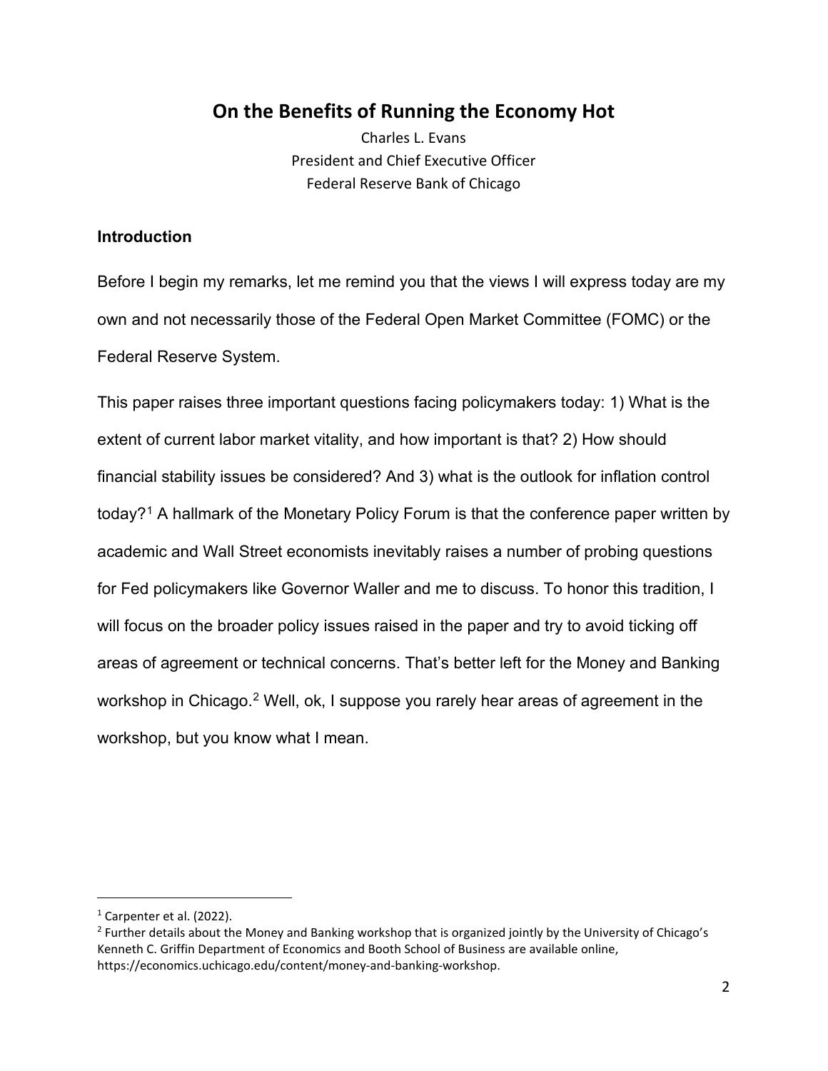# On the Benefits of Running the Economy Hot

Charles L. Evans
President and Chief Executive Officer
Federal Reserve Bank of Chicago

### Introduction

Before I begin my remarks, let me remind you that the views I will express today are my own and not necessarily those of the Federal Open Market Committee (FOMC) or the Federal Reserve System.

This paper raises three important questions facing policymakers today: 1) What is the extent of current labor market vitality, and how important is that? 2) How should financial stability issues be considered? And 3) what is the outlook for inflation control today?[1] A hallmark of the Monetary Policy Forum is that the conference paper written by academic and Wall Street economists inevitably raises a number of probing questions for Fed policymakers like Governor Waller and me to discuss. To honor this tradition, I will focus on the broader policy issues raised in the paper and try to avoid ticking off areas of agreement or technical concerns. That's better left for the Money and Banking workshop in Chicago.[2] Well, ok, I suppose you rarely hear areas of agreement in the workshop, but you know what I mean.

---

[1] Carpenter et al. (2022).

[2] Further details about the Money and Banking workshop that is organized jointly by the University of Chicago's Kenneth C. Griffin Department of Economics and Booth School of Business are available online, https://economics.uchicago.edu/content/money-and-banking-workshop.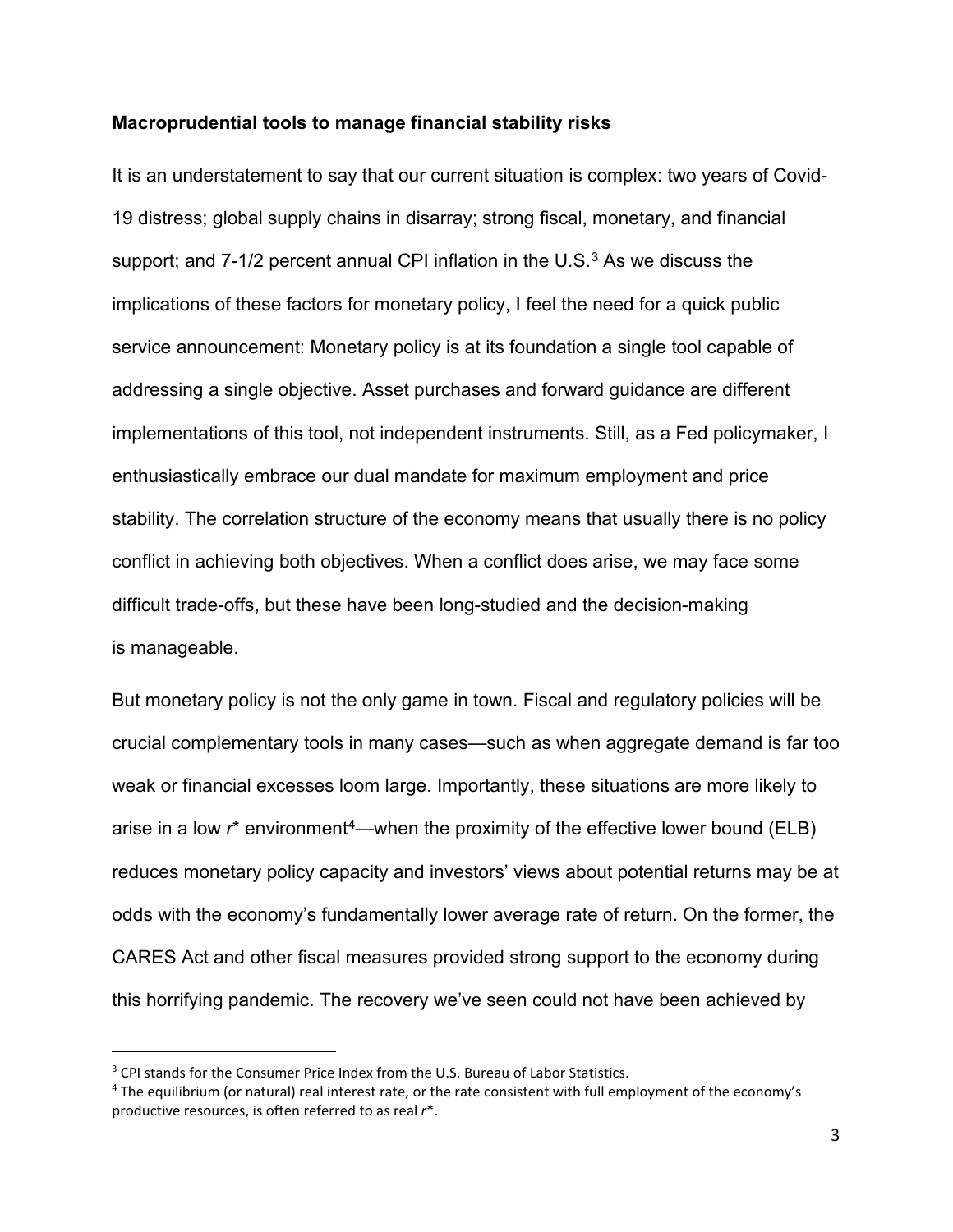**Macroprudential tools to manage financial stability risks**

It is an understatement to say that our current situation is complex: two years of Covid-19 distress; global supply chains in disarray; strong fiscal, monetary, and financial support; and 7-1/2 percent annual CPI inflation in the U.S.[3] As we discuss the implications of these factors for monetary policy, I feel the need for a quick public service announcement: Monetary policy is at its foundation a single tool capable of addressing a single objective. Asset purchases and forward guidance are different implementations of this tool, not independent instruments. Still, as a Fed policymaker, I enthusiastically embrace our dual mandate for maximum employment and price stability. The correlation structure of the economy means that usually there is no policy conflict in achieving both objectives. When a conflict does arise, we may face some difficult trade-offs, but these have been long-studied and the decision-making is manageable.

But monetary policy is not the only game in town. Fiscal and regulatory policies will be crucial complementary tools in many cases—such as when aggregate demand is far too weak or financial excesses loom large. Importantly, these situations are more likely to arise in a low $r^*$ environment[4]—when the proximity of the effective lower bound (ELB) reduces monetary policy capacity and investors' views about potential returns may be at odds with the economy's fundamentally lower average rate of return. On the former, the CARES Act and other fiscal measures provided strong support to the economy during this horrifying pandemic. The recovery we've seen could not have been achieved by

---

[3] CPI stands for the Consumer Price Index from the U.S. Bureau of Labor Statistics.

[4] The equilibrium (or natural) real interest rate, or the rate consistent with full employment of the economy's productive resources, is often referred to as real $r^*$.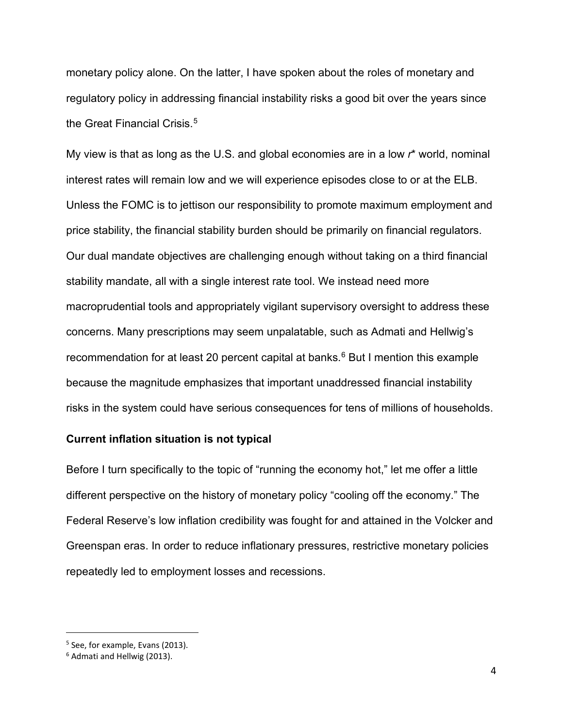monetary policy alone. On the latter, I have spoken about the roles of monetary and regulatory policy in addressing financial instability risks a good bit over the years since the Great Financial Crisis.[5]

My view is that as long as the U.S. and global economies are in a low $r^*$ world, nominal interest rates will remain low and we will experience episodes close to or at the ELB. Unless the FOMC is to jettison our responsibility to promote maximum employment and price stability, the financial stability burden should be primarily on financial regulators. Our dual mandate objectives are challenging enough without taking on a third financial stability mandate, all with a single interest rate tool. We instead need more macroprudential tools and appropriately vigilant supervisory oversight to address these concerns. Many prescriptions may seem unpalatable, such as Admati and Hellwig's recommendation for at least 20 percent capital at banks.[6] But I mention this example because the magnitude emphasizes that important unaddressed financial instability risks in the system could have serious consequences for tens of millions of households.

**Current inflation situation is not typical**

Before I turn specifically to the topic of "running the economy hot," let me offer a little different perspective on the history of monetary policy "cooling off the economy." The Federal Reserve's low inflation credibility was fought for and attained in the Volcker and Greenspan eras. In order to reduce inflationary pressures, restrictive monetary policies repeatedly led to employment losses and recessions.

---

[5] See, for example, Evans (2013).

[6] Admati and Hellwig (2013).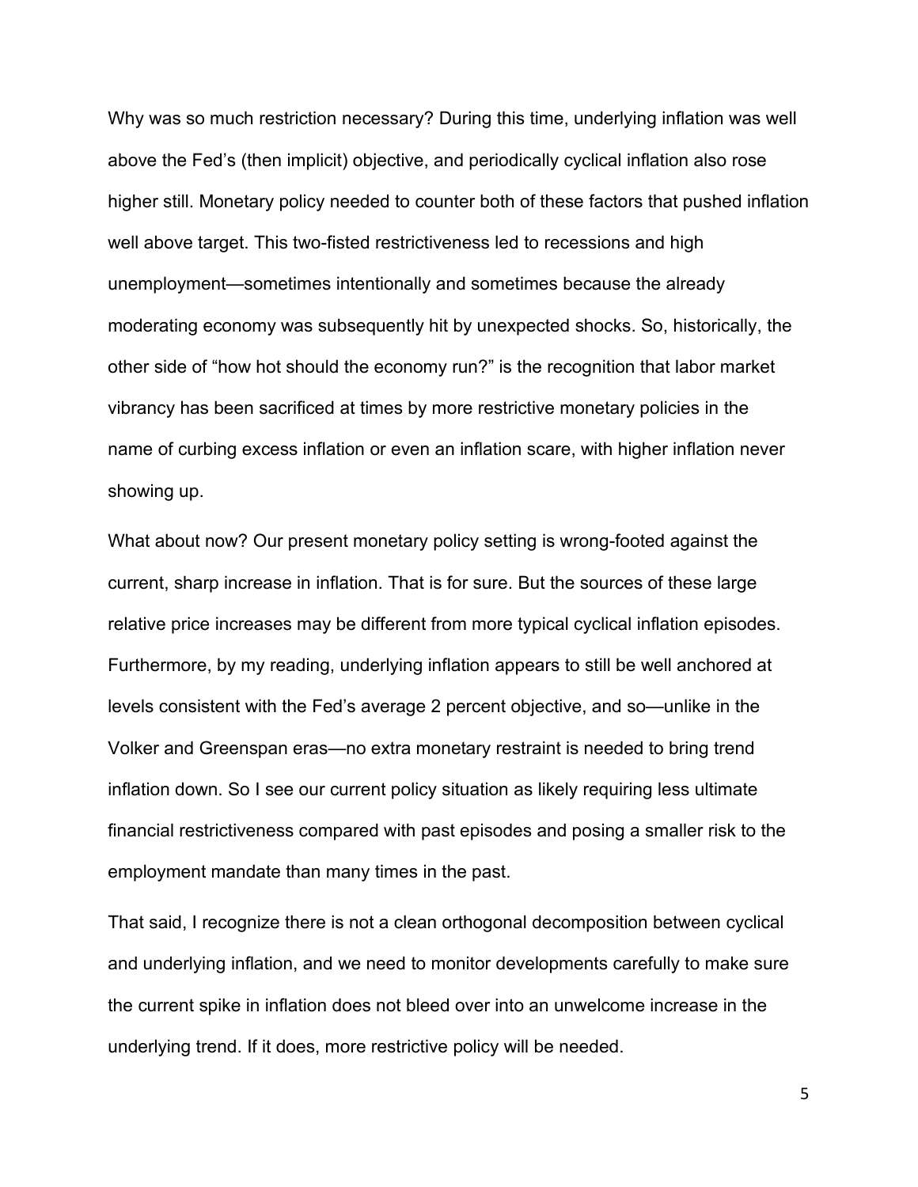Why was so much restriction necessary? During this time, underlying inflation was well above the Fed's (then implicit) objective, and periodically cyclical inflation also rose higher still. Monetary policy needed to counter both of these factors that pushed inflation well above target. This two-fisted restrictiveness led to recessions and high unemployment—sometimes intentionally and sometimes because the already moderating economy was subsequently hit by unexpected shocks. So, historically, the other side of "how hot should the economy run?" is the recognition that labor market vibrancy has been sacrificed at times by more restrictive monetary policies in the name of curbing excess inflation or even an inflation scare, with higher inflation never showing up.

What about now? Our present monetary policy setting is wrong-footed against the current, sharp increase in inflation. That is for sure. But the sources of these large relative price increases may be different from more typical cyclical inflation episodes. Furthermore, by my reading, underlying inflation appears to still be well anchored at levels consistent with the Fed's average 2 percent objective, and so—unlike in the Volker and Greenspan eras—no extra monetary restraint is needed to bring trend inflation down. So I see our current policy situation as likely requiring less ultimate financial restrictiveness compared with past episodes and posing a smaller risk to the employment mandate than many times in the past.

That said, I recognize there is not a clean orthogonal decomposition between cyclical and underlying inflation, and we need to monitor developments carefully to make sure the current spike in inflation does not bleed over into an unwelcome increase in the underlying trend. If it does, more restrictive policy will be needed.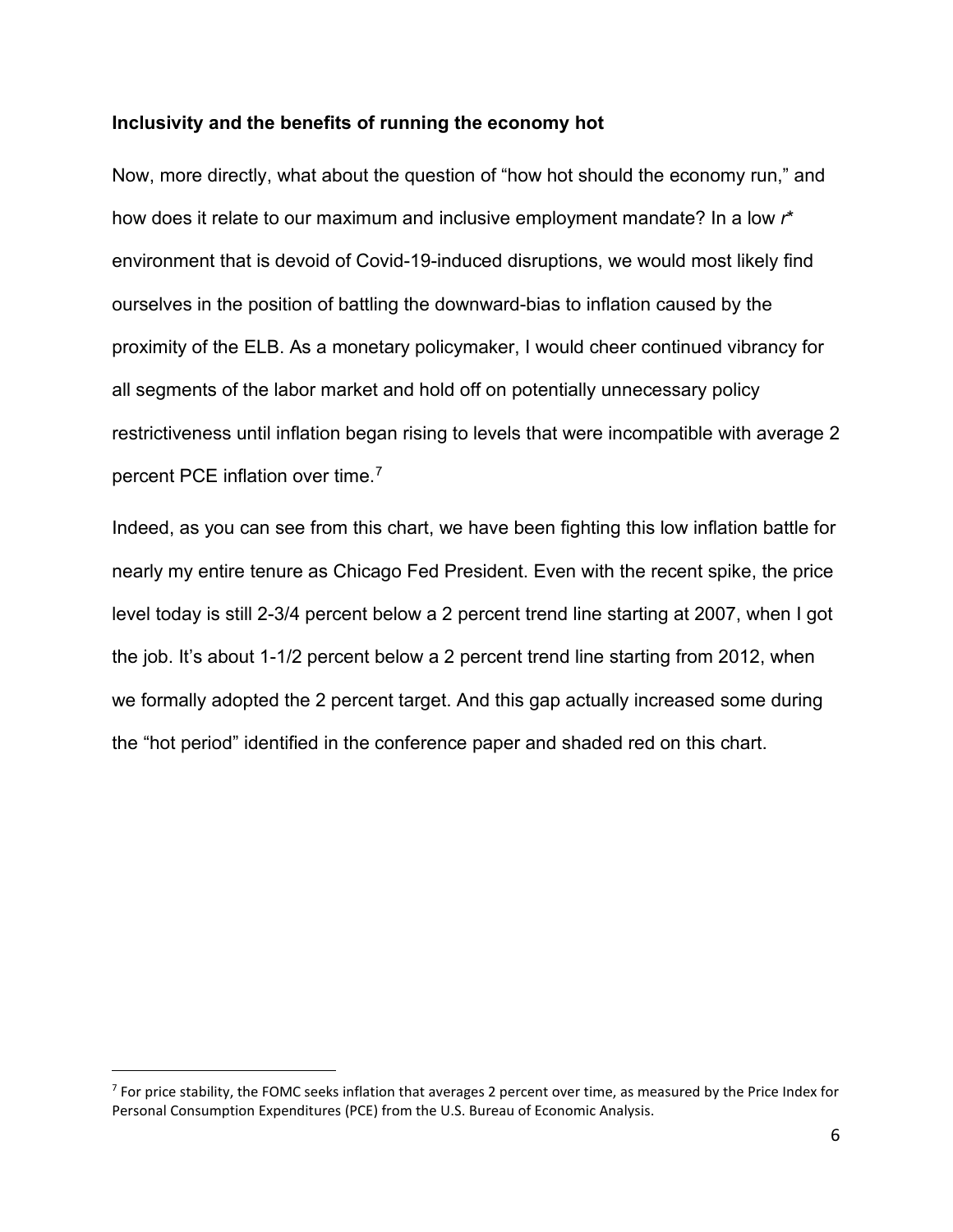**Inclusivity and the benefits of running the economy hot**

Now, more directly, what about the question of "how hot should the economy run," and how does it relate to our maximum and inclusive employment mandate? In a low $r^*$ environment that is devoid of Covid-19-induced disruptions, we would most likely find ourselves in the position of battling the downward-bias to inflation caused by the proximity of the ELB. As a monetary policymaker, I would cheer continued vibrancy for all segments of the labor market and hold off on potentially unnecessary policy restrictiveness until inflation began rising to levels that were incompatible with average 2 percent PCE inflation over time.[7]

Indeed, as you can see from this chart, we have been fighting this low inflation battle for nearly my entire tenure as Chicago Fed President. Even with the recent spike, the price level today is still 2-3/4 percent below a 2 percent trend line starting at 2007, when I got the job. It's about 1-1/2 percent below a 2 percent trend line starting from 2012, when we formally adopted the 2 percent target. And this gap actually increased some during the "hot period" identified in the conference paper and shaded red on this chart.

[7] For price stability, the FOMC seeks inflation that averages 2 percent over time, as measured by the Price Index for Personal Consumption Expenditures (PCE) from the U.S. Bureau of Economic Analysis.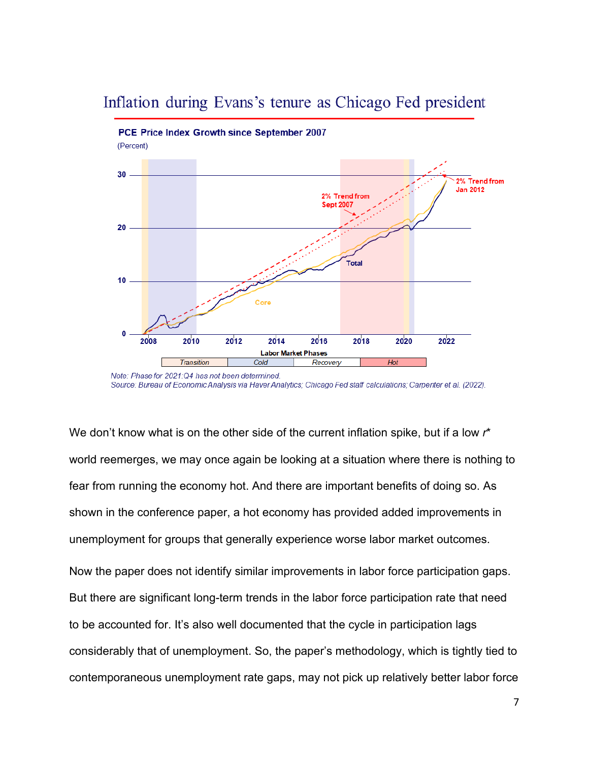## Inflation during Evans's tenure as Chicago Fed president

**PCE Price Index Growth since September 2007**

(Percent)

Labor Market Phases: Transition | Cold | Recovery | Hot

*Note: Phase for 2021:Q4 has not been determined.*
*Source: Bureau of Economic Analysis via Haver Analytics; Chicago Fed staff calculations; Carpenter et al. (2022).*

We don't know what is on the other side of the current inflation spike, but if a low *r\** world reemerges, we may once again be looking at a situation where there is nothing to fear from running the economy hot. And there are important benefits of doing so. As shown in the conference paper, a hot economy has provided added improvements in unemployment for groups that generally experience worse labor market outcomes.

Now the paper does not identify similar improvements in labor force participation gaps. But there are significant long-term trends in the labor force participation rate that need to be accounted for. It's also well documented that the cycle in participation lags considerably that of unemployment. So, the paper's methodology, which is tightly tied to contemporaneous unemployment rate gaps, may not pick up relatively better labor force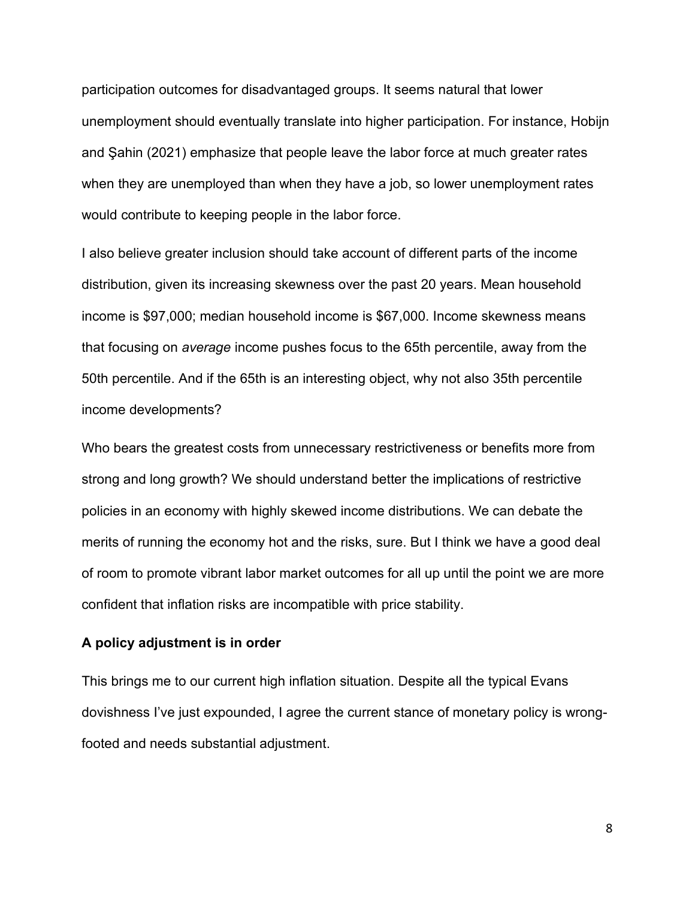participation outcomes for disadvantaged groups. It seems natural that lower unemployment should eventually translate into higher participation. For instance, Hobijn and Şahin (2021) emphasize that people leave the labor force at much greater rates when they are unemployed than when they have a job, so lower unemployment rates would contribute to keeping people in the labor force.

I also believe greater inclusion should take account of different parts of the income distribution, given its increasing skewness over the past 20 years. Mean household income is $97,000; median household income is $67,000. Income skewness means that focusing on *average* income pushes focus to the 65th percentile, away from the 50th percentile. And if the 65th is an interesting object, why not also 35th percentile income developments?

Who bears the greatest costs from unnecessary restrictiveness or benefits more from strong and long growth? We should understand better the implications of restrictive policies in an economy with highly skewed income distributions. We can debate the merits of running the economy hot and the risks, sure. But I think we have a good deal of room to promote vibrant labor market outcomes for all up until the point we are more confident that inflation risks are incompatible with price stability.

**A policy adjustment is in order**

This brings me to our current high inflation situation. Despite all the typical Evans dovishness I've just expounded, I agree the current stance of monetary policy is wrong-footed and needs substantial adjustment.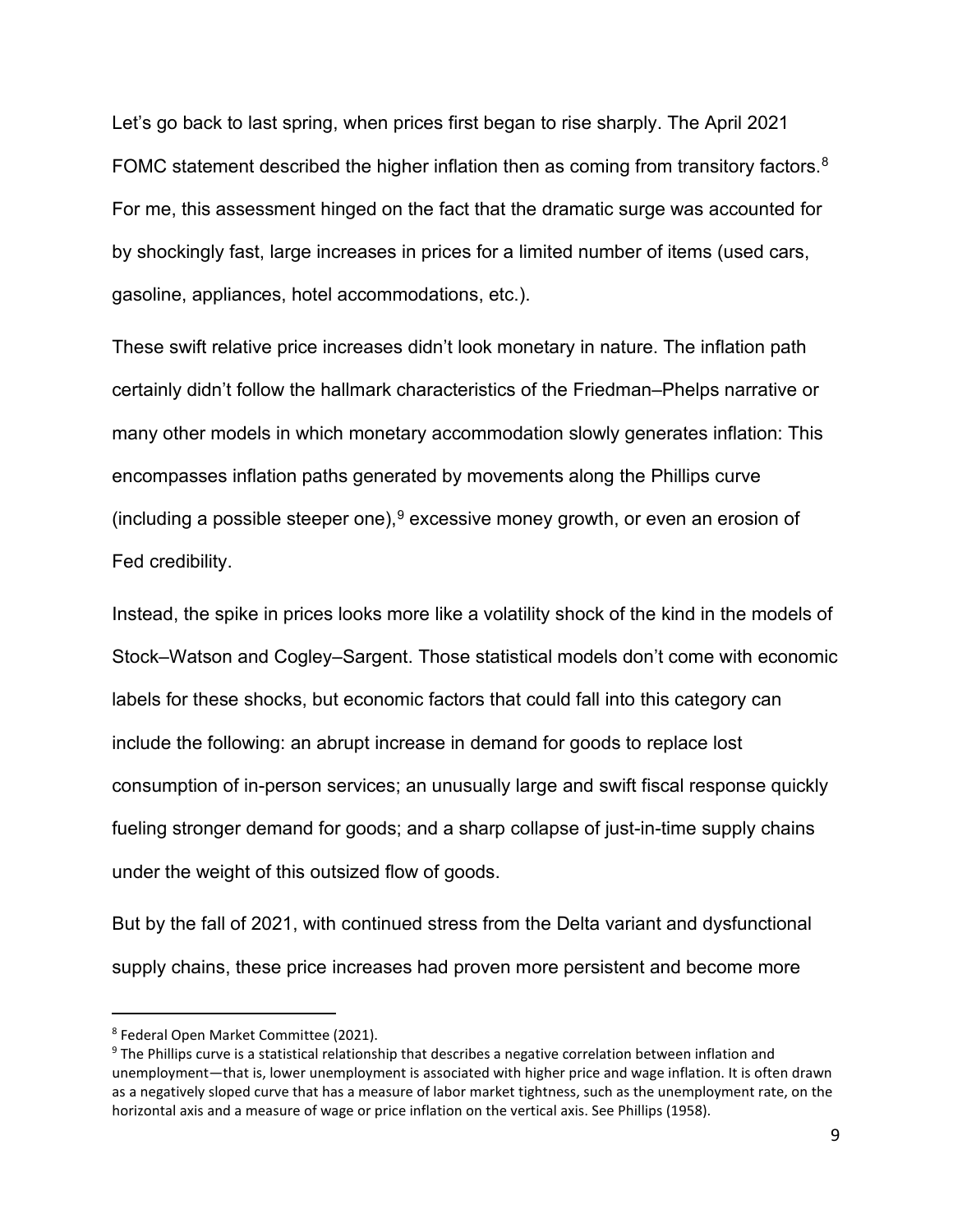Let's go back to last spring, when prices first began to rise sharply. The April 2021 FOMC statement described the higher inflation then as coming from transitory factors.[8] For me, this assessment hinged on the fact that the dramatic surge was accounted for by shockingly fast, large increases in prices for a limited number of items (used cars, gasoline, appliances, hotel accommodations, etc.).

These swift relative price increases didn't look monetary in nature. The inflation path certainly didn't follow the hallmark characteristics of the Friedman–Phelps narrative or many other models in which monetary accommodation slowly generates inflation: This encompasses inflation paths generated by movements along the Phillips curve (including a possible steeper one),[9] excessive money growth, or even an erosion of Fed credibility.

Instead, the spike in prices looks more like a volatility shock of the kind in the models of Stock–Watson and Cogley–Sargent. Those statistical models don't come with economic labels for these shocks, but economic factors that could fall into this category can include the following: an abrupt increase in demand for goods to replace lost consumption of in-person services; an unusually large and swift fiscal response quickly fueling stronger demand for goods; and a sharp collapse of just-in-time supply chains under the weight of this outsized flow of goods.

But by the fall of 2021, with continued stress from the Delta variant and dysfunctional supply chains, these price increases had proven more persistent and become more

---

[8] Federal Open Market Committee (2021).

[9] The Phillips curve is a statistical relationship that describes a negative correlation between inflation and unemployment—that is, lower unemployment is associated with higher price and wage inflation. It is often drawn as a negatively sloped curve that has a measure of labor market tightness, such as the unemployment rate, on the horizontal axis and a measure of wage or price inflation on the vertical axis. See Phillips (1958).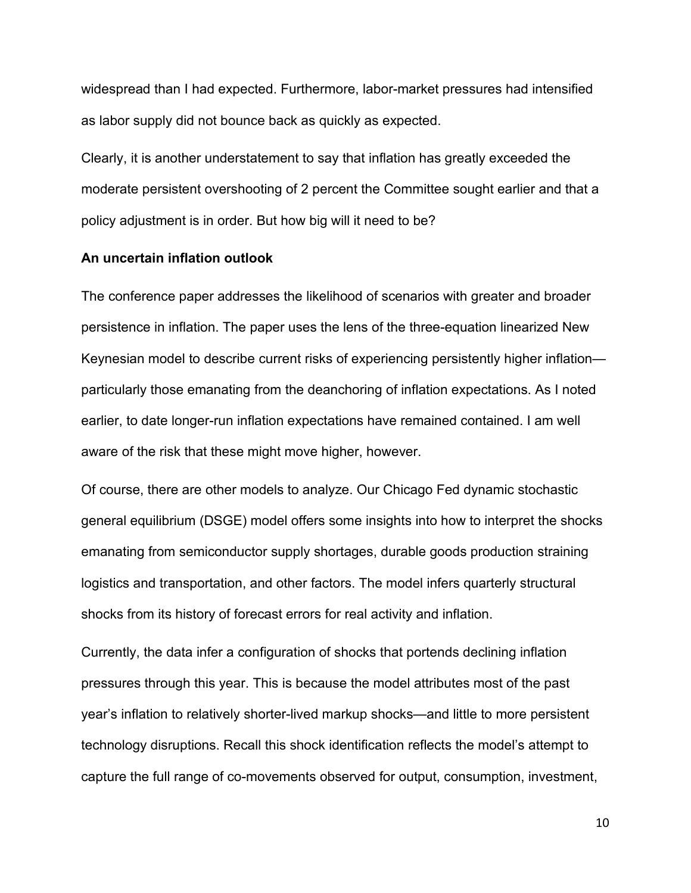widespread than I had expected. Furthermore, labor-market pressures had intensified as labor supply did not bounce back as quickly as expected.

Clearly, it is another understatement to say that inflation has greatly exceeded the moderate persistent overshooting of 2 percent the Committee sought earlier and that a policy adjustment is in order. But how big will it need to be?

**An uncertain inflation outlook**

The conference paper addresses the likelihood of scenarios with greater and broader persistence in inflation. The paper uses the lens of the three-equation linearized New Keynesian model to describe current risks of experiencing persistently higher inflation—particularly those emanating from the deanchoring of inflation expectations. As I noted earlier, to date longer-run inflation expectations have remained contained. I am well aware of the risk that these might move higher, however.

Of course, there are other models to analyze. Our Chicago Fed dynamic stochastic general equilibrium (DSGE) model offers some insights into how to interpret the shocks emanating from semiconductor supply shortages, durable goods production straining logistics and transportation, and other factors. The model infers quarterly structural shocks from its history of forecast errors for real activity and inflation.

Currently, the data infer a configuration of shocks that portends declining inflation pressures through this year. This is because the model attributes most of the past year's inflation to relatively shorter-lived markup shocks—and little to more persistent technology disruptions. Recall this shock identification reflects the model's attempt to capture the full range of co-movements observed for output, consumption, investment,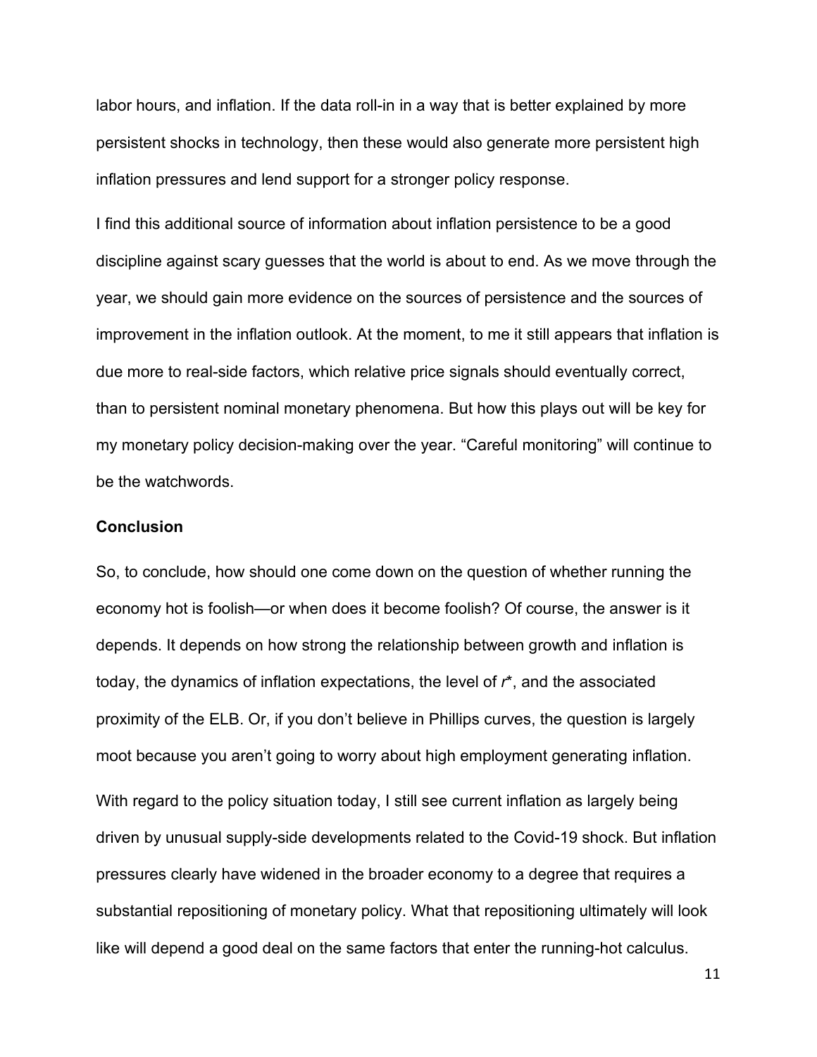labor hours, and inflation. If the data roll-in in a way that is better explained by more persistent shocks in technology, then these would also generate more persistent high inflation pressures and lend support for a stronger policy response.

I find this additional source of information about inflation persistence to be a good discipline against scary guesses that the world is about to end. As we move through the year, we should gain more evidence on the sources of persistence and the sources of improvement in the inflation outlook. At the moment, to me it still appears that inflation is due more to real-side factors, which relative price signals should eventually correct, than to persistent nominal monetary phenomena. But how this plays out will be key for my monetary policy decision-making over the year. "Careful monitoring" will continue to be the watchwords.

### Conclusion

So, to conclude, how should one come down on the question of whether running the economy hot is foolish—or when does it become foolish? Of course, the answer is it depends. It depends on how strong the relationship between growth and inflation is today, the dynamics of inflation expectations, the level of $r^*$, and the associated proximity of the ELB. Or, if you don't believe in Phillips curves, the question is largely moot because you aren't going to worry about high employment generating inflation.

With regard to the policy situation today, I still see current inflation as largely being driven by unusual supply-side developments related to the Covid-19 shock. But inflation pressures clearly have widened in the broader economy to a degree that requires a substantial repositioning of monetary policy. What that repositioning ultimately will look like will depend a good deal on the same factors that enter the running-hot calculus.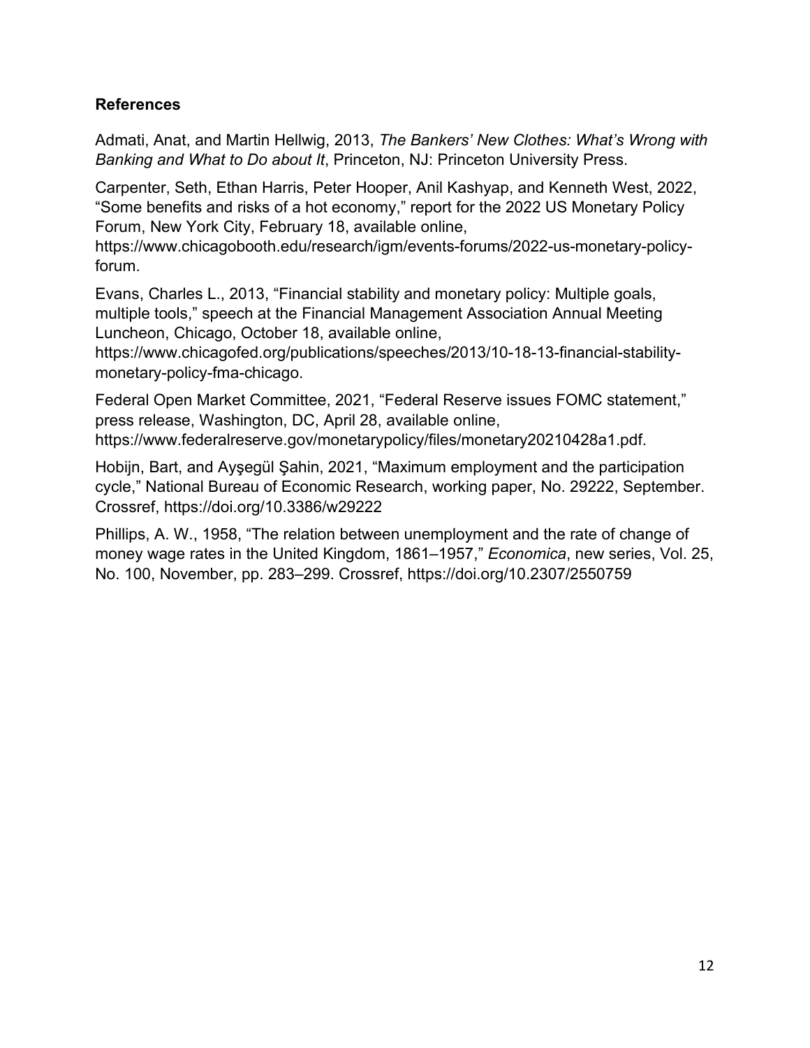## References

Admati, Anat, and Martin Hellwig, 2013, *The Bankers' New Clothes: What's Wrong with Banking and What to Do about It*, Princeton, NJ: Princeton University Press.

Carpenter, Seth, Ethan Harris, Peter Hooper, Anil Kashyap, and Kenneth West, 2022, "Some benefits and risks of a hot economy," report for the 2022 US Monetary Policy Forum, New York City, February 18, available online, https://www.chicagobooth.edu/research/igm/events-forums/2022-us-monetary-policy-forum.

Evans, Charles L., 2013, "Financial stability and monetary policy: Multiple goals, multiple tools," speech at the Financial Management Association Annual Meeting Luncheon, Chicago, October 18, available online, https://www.chicagofed.org/publications/speeches/2013/10-18-13-financial-stability-monetary-policy-fma-chicago.

Federal Open Market Committee, 2021, "Federal Reserve issues FOMC statement," press release, Washington, DC, April 28, available online, https://www.federalreserve.gov/monetarypolicy/files/monetary20210428a1.pdf.

Hobijn, Bart, and Ayşegül Şahin, 2021, "Maximum employment and the participation cycle," National Bureau of Economic Research, working paper, No. 29222, September. Crossref, https://doi.org/10.3386/w29222

Phillips, A. W., 1958, "The relation between unemployment and the rate of change of money wage rates in the United Kingdom, 1861–1957," *Economica*, new series, Vol. 25, No. 100, November, pp. 283–299. Crossref, https://doi.org/10.2307/2550759